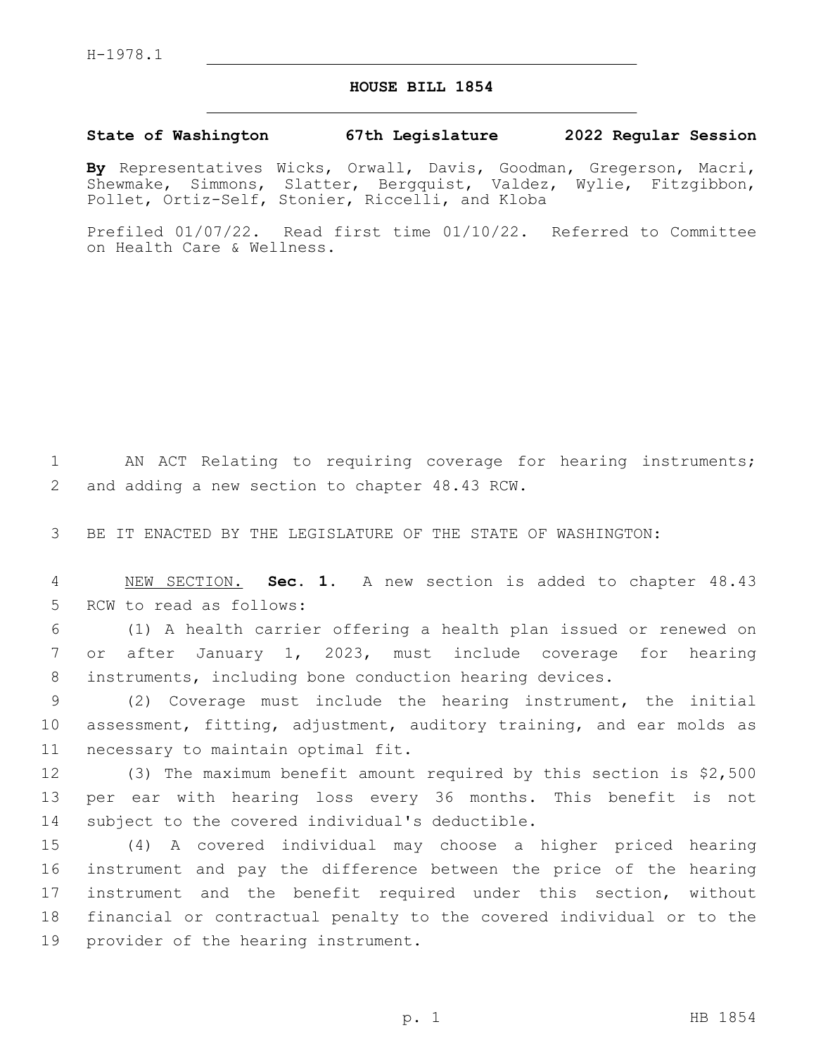H-1978.1

# HOUSE BILL 1854

**State of Washington 67th Legislature 2022 Regular Session**

**By** Representatives Wicks, Orwall, Davis, Goodman, Gregerson, Macri, Shewmake, Simmons, Slatter, Bergquist, Valdez, Wylie, Fitzgibbon, Pollet, Ortiz-Self, Stonier, Riccelli, and Kloba

Prefiled 01/07/22. Read first time 01/10/22. Referred to Committee on Health Care & Wellness.

AN ACT Relating to requiring coverage for hearing instruments; and adding a new section to chapter 48.43 RCW.

BE IT ENACTED BY THE LEGISLATURE OF THE STATE OF WASHINGTON:

NEW SECTION. **Sec. 1.** A new section is added to chapter 48.43 RCW to read as follows:

(1) A health carrier offering a health plan issued or renewed on or after January 1, 2023, must include coverage for hearing instruments, including bone conduction hearing devices.

(2) Coverage must include the hearing instrument, the initial assessment, fitting, adjustment, auditory training, and ear molds as necessary to maintain optimal fit.

(3) The maximum benefit amount required by this section is $2,500 per ear with hearing loss every 36 months. This benefit is not subject to the covered individual's deductible.

(4) A covered individual may choose a higher priced hearing instrument and pay the difference between the price of the hearing instrument and the benefit required under this section, without financial or contractual penalty to the covered individual or to the provider of the hearing instrument.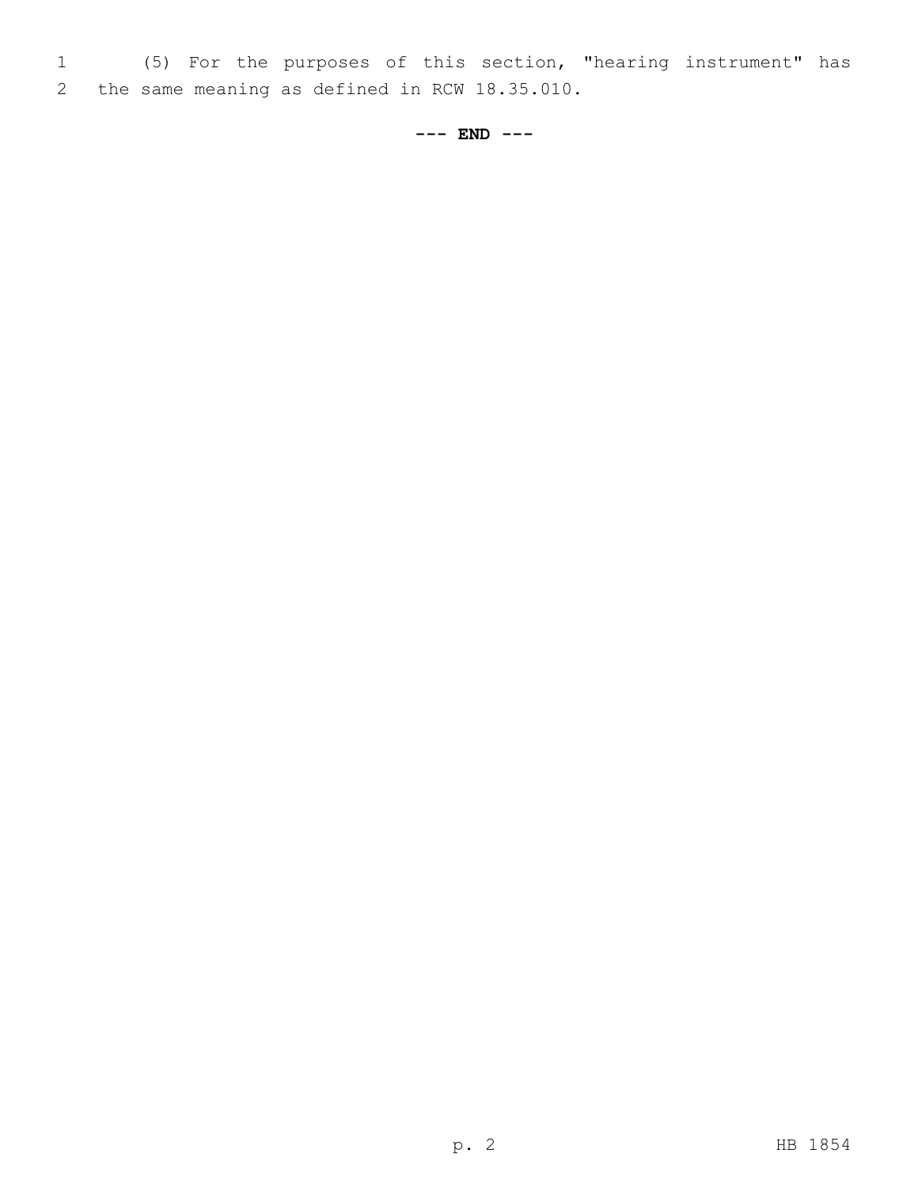(5) For the purposes of this section, "hearing instrument" has the same meaning as defined in RCW 18.35.010.

**--- END ---**